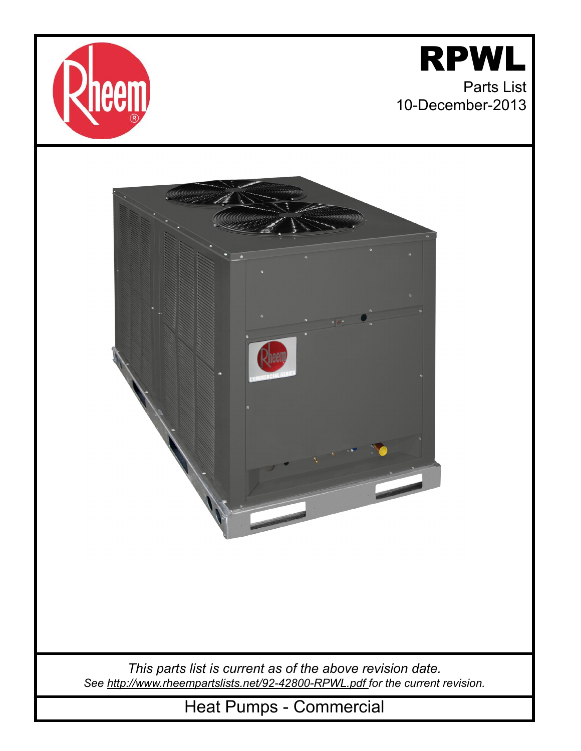# RPWL

Parts List
10-December-2013

*This parts list is current as of the above revision date.*
*See http://www.rheempartslists.net/92-42800-RPWL.pdf for the current revision.*

## Heat Pumps - Commercial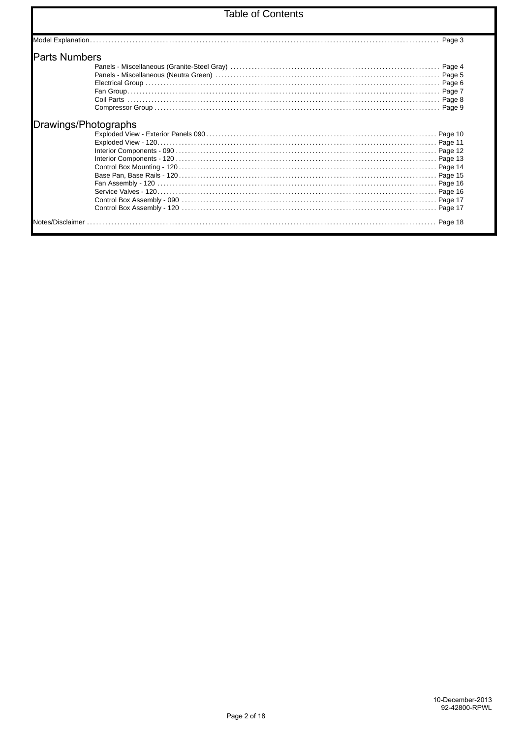# Table of Contents

Model Explanation ........ Page 3

## Parts Numbers

- Panels - Miscellaneous (Granite-Steel Gray) ........ Page 4
- Panels - Miscellaneous (Neutra Green) ........ Page 5
- Electrical Group ........ Page 6
- Fan Group ........ Page 7
- Coil Parts ........ Page 8
- Compressor Group ........ Page 9

## Drawings/Photographs

- Exploded View - Exterior Panels 090 ........ Page 10
- Exploded View - 120 ........ Page 11
- Interior Components - 090 ........ Page 12
- Interior Components - 120 ........ Page 13
- Control Box Mounting - 120 ........ Page 14
- Base Pan, Base Rails - 120 ........ Page 15
- Fan Assembly - 120 ........ Page 16
- Service Valves - 120 ........ Page 16
- Control Box Assembly - 090 ........ Page 17
- Control Box Assembly - 120 ........ Page 17

Notes/Disclaimer ........ Page 18

10-December-2013
92-42800-RPWL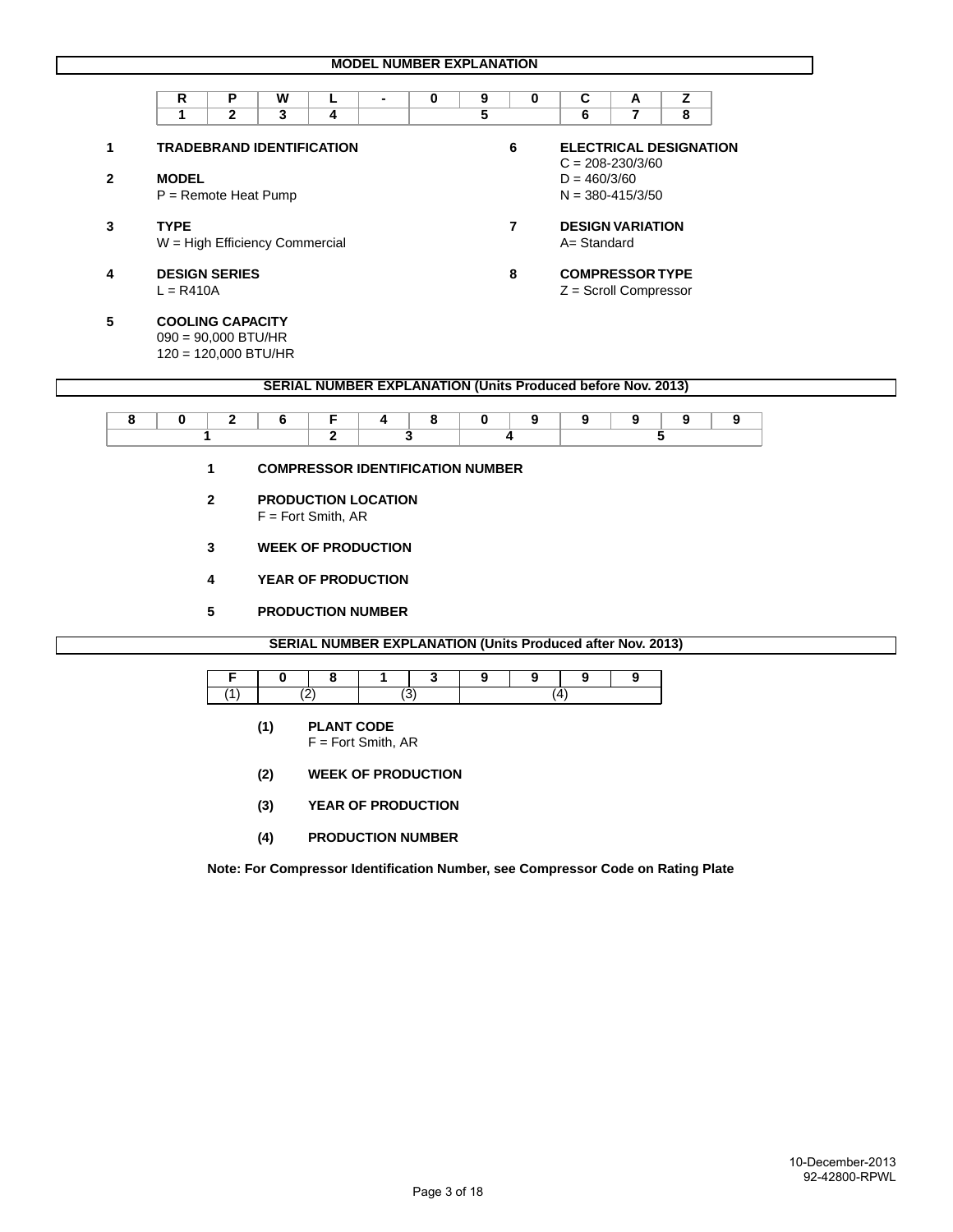## MODEL NUMBER EXPLANATION

| R | P | W | L | - | 0 | 9 | 0 | C | A | Z |
|---|---|---|---|---|---|---|---|---|---|---|
| 1 | 2 | 3 | 4 | | | 5 | | 6 | 7 | 8 |

**1 TRADEBRAND IDENTIFICATION**

**2 MODEL**
P = Remote Heat Pump

**3 TYPE**
W = High Efficiency Commercial

**4 DESIGN SERIES**
L = R410A

**5 COOLING CAPACITY**
090 = 90,000 BTU/HR
120 = 120,000 BTU/HR

**6 ELECTRICAL DESIGNATION**
C = 208-230/3/60
D = 460/3/60
N = 380-415/3/50

**7 DESIGN VARIATION**
A= Standard

**8 COMPRESSOR TYPE**
Z = Scroll Compressor

## SERIAL NUMBER EXPLANATION (Units Produced before Nov. 2013)

| 8 | 0 | 2 | 6 | F | 4 | 8 | 0 | 9 | 9 | 9 | 9 | 9 |
|---|---|---|---|---|---|---|---|---|---|---|---|---|
| | 1 | | | 2 | 3 | | 4 | | | 5 | | |

**1 COMPRESSOR IDENTIFICATION NUMBER**

**2 PRODUCTION LOCATION**
F = Fort Smith, AR

**3 WEEK OF PRODUCTION**

**4 YEAR OF PRODUCTION**

**5 PRODUCTION NUMBER**

## SERIAL NUMBER EXPLANATION (Units Produced after Nov. 2013)

| F | 0 | 8 | 1 | 3 | 9 | 9 | 9 | 9 |
|---|---|---|---|---|---|---|---|---|
| (1) | (2) | | (3) | | | (4) | | |

**(1) PLANT CODE**
F = Fort Smith, AR

**(2) WEEK OF PRODUCTION**

**(3) YEAR OF PRODUCTION**

**(4) PRODUCTION NUMBER**

**Note: For Compressor Identification Number, see Compressor Code on Rating Plate**

10-December-2013
92-42800-RPWL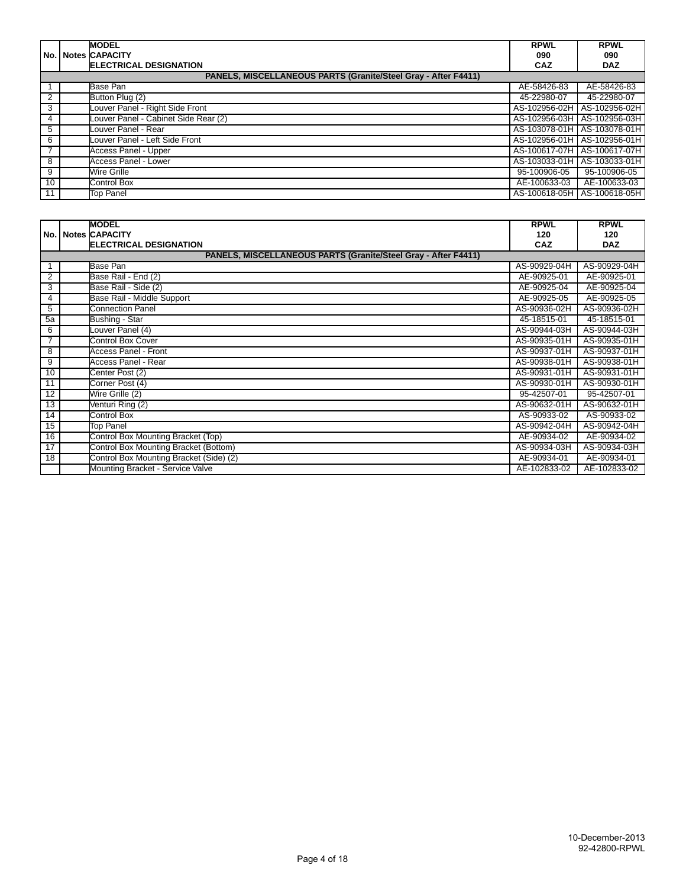| No. | Notes | MODEL<br>CAPACITY<br>ELECTRICAL DESIGNATION | RPWL<br>090<br>CAZ | RPWL<br>090<br>DAZ |
|---|---|---|---|---|
| | | **PANELS, MISCELLANEOUS PARTS (Granite/Steel Gray - After F4411)** | | |
| 1 | | Base Pan | AE-58426-83 | AE-58426-83 |
| 2 | | Button Plug (2) | 45-22980-07 | 45-22980-07 |
| 3 | | Louver Panel - Right Side Front | AS-102956-02H | AS-102956-02H |
| 4 | | Louver Panel - Cabinet Side Rear (2) | AS-102956-03H | AS-102956-03H |
| 5 | | Louver Panel - Rear | AS-103078-01H | AS-103078-01H |
| 6 | | Louver Panel - Left Side Front | AS-102956-01H | AS-102956-01H |
| 7 | | Access Panel - Upper | AS-100617-07H | AS-100617-07H |
| 8 | | Access Panel - Lower | AS-103033-01H | AS-103033-01H |
| 9 | | Wire Grille | 95-100906-05 | 95-100906-05 |
| 10 | | Control Box | AE-100633-03 | AE-100633-03 |
| 11 | | Top Panel | AS-100618-05H | AS-100618-05H |

| No. | Notes | MODEL<br>CAPACITY<br>ELECTRICAL DESIGNATION | RPWL<br>120<br>CAZ | RPWL<br>120<br>DAZ |
|---|---|---|---|---|
| | | **PANELS, MISCELLANEOUS PARTS (Granite/Steel Gray - After F4411)** | | |
| 1 | | Base Pan | AS-90929-04H | AS-90929-04H |
| 2 | | Base Rail - End (2) | AE-90925-01 | AE-90925-01 |
| 3 | | Base Rail - Side (2) | AE-90925-04 | AE-90925-04 |
| 4 | | Base Rail - Middle Support | AE-90925-05 | AE-90925-05 |
| 5 | | Connection Panel | AS-90936-02H | AS-90936-02H |
| 5a | | Bushing - Star | 45-18515-01 | 45-18515-01 |
| 6 | | Louver Panel (4) | AS-90944-03H | AS-90944-03H |
| 7 | | Control Box Cover | AS-90935-01H | AS-90935-01H |
| 8 | | Access Panel - Front | AS-90937-01H | AS-90937-01H |
| 9 | | Access Panel - Rear | AS-90938-01H | AS-90938-01H |
| 10 | | Center Post (2) | AS-90931-01H | AS-90931-01H |
| 11 | | Corner Post (4) | AS-90930-01H | AS-90930-01H |
| 12 | | Wire Grille (2) | 95-42507-01 | 95-42507-01 |
| 13 | | Venturi Ring (2) | AS-90632-01H | AS-90632-01H |
| 14 | | Control Box | AS-90933-02 | AS-90933-02 |
| 15 | | Top Panel | AS-90942-04H | AS-90942-04H |
| 16 | | Control Box Mounting Bracket (Top) | AE-90934-02 | AE-90934-02 |
| 17 | | Control Box Mounting Bracket (Bottom) | AS-90934-03H | AS-90934-03H |
| 18 | | Control Box Mounting Bracket (Side) (2) | AE-90934-01 | AE-90934-01 |
| | | Mounting Bracket - Service Valve | AE-102833-02 | AE-102833-02 |

10-December-2013
92-42800-RPWL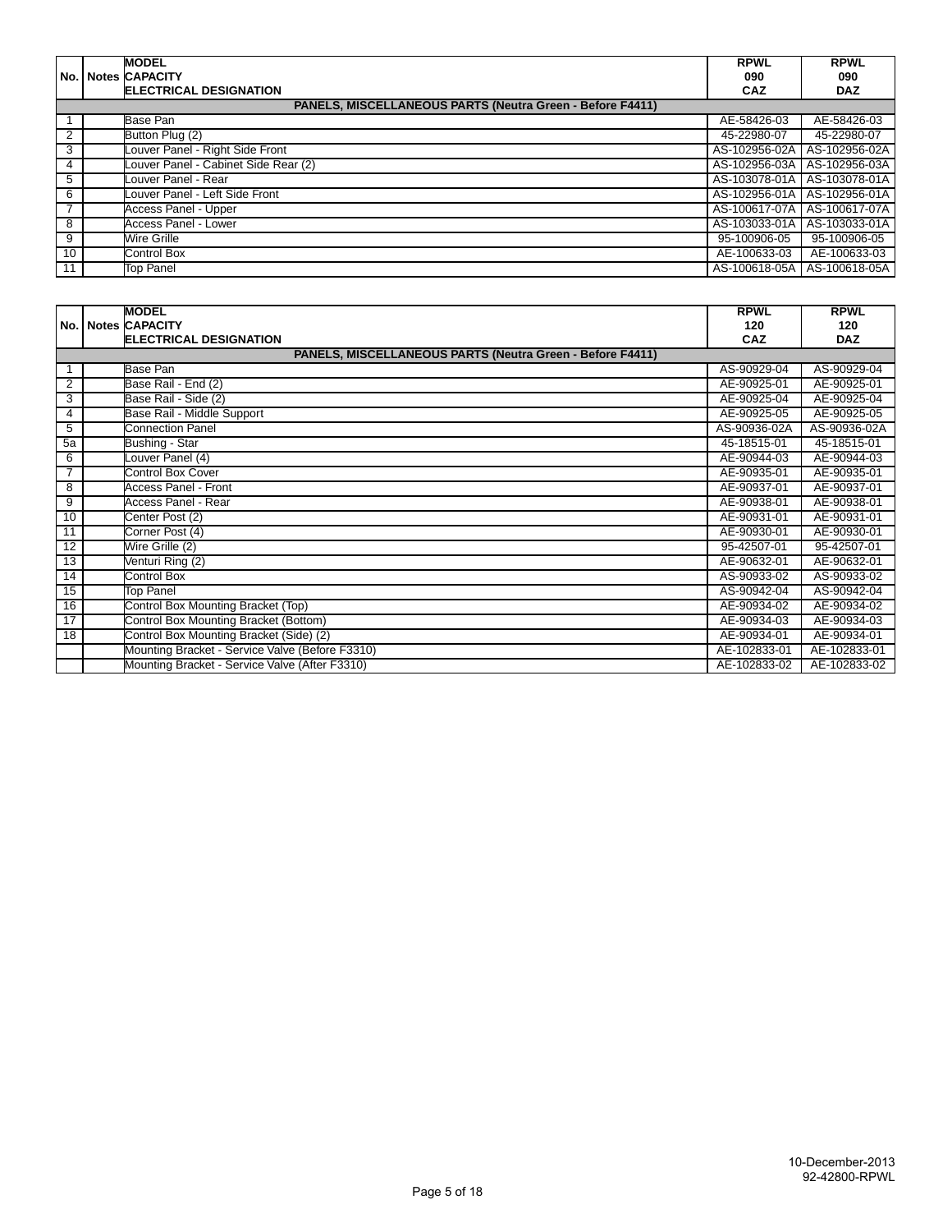| No. | Notes | MODEL<br>CAPACITY<br>ELECTRICAL DESIGNATION | RPWL<br>090<br>CAZ | RPWL<br>090<br>DAZ |
|---|---|---|---|---|
| | | **PANELS, MISCELLANEOUS PARTS (Neutra Green - Before F4411)** | | |
| 1 | | Base Pan | AE-58426-03 | AE-58426-03 |
| 2 | | Button Plug (2) | 45-22980-07 | 45-22980-07 |
| 3 | | Louver Panel - Right Side Front | AS-102956-02A | AS-102956-02A |
| 4 | | Louver Panel - Cabinet Side Rear (2) | AS-102956-03A | AS-102956-03A |
| 5 | | Louver Panel - Rear | AS-103078-01A | AS-103078-01A |
| 6 | | Louver Panel - Left Side Front | AS-102956-01A | AS-102956-01A |
| 7 | | Access Panel - Upper | AS-100617-07A | AS-100617-07A |
| 8 | | Access Panel - Lower | AS-103033-01A | AS-103033-01A |
| 9 | | Wire Grille | 95-100906-05 | 95-100906-05 |
| 10 | | Control Box | AE-100633-03 | AE-100633-03 |
| 11 | | Top Panel | AS-100618-05A | AS-100618-05A |

| No. | Notes | MODEL<br>CAPACITY<br>ELECTRICAL DESIGNATION | RPWL<br>120<br>CAZ | RPWL<br>120<br>DAZ |
|---|---|---|---|---|
| | | **PANELS, MISCELLANEOUS PARTS (Neutra Green - Before F4411)** | | |
| 1 | | Base Pan | AS-90929-04 | AS-90929-04 |
| 2 | | Base Rail - End (2) | AE-90925-01 | AE-90925-01 |
| 3 | | Base Rail - Side (2) | AE-90925-04 | AE-90925-04 |
| 4 | | Base Rail - Middle Support | AE-90925-05 | AE-90925-05 |
| 5 | | Connection Panel | AS-90936-02A | AS-90936-02A |
| 5a | | Bushing - Star | 45-18515-01 | 45-18515-01 |
| 6 | | Louver Panel (4) | AE-90944-03 | AE-90944-03 |
| 7 | | Control Box Cover | AE-90935-01 | AE-90935-01 |
| 8 | | Access Panel - Front | AE-90937-01 | AE-90937-01 |
| 9 | | Access Panel - Rear | AE-90938-01 | AE-90938-01 |
| 10 | | Center Post (2) | AE-90931-01 | AE-90931-01 |
| 11 | | Corner Post (4) | AE-90930-01 | AE-90930-01 |
| 12 | | Wire Grille (2) | 95-42507-01 | 95-42507-01 |
| 13 | | Venturi Ring (2) | AE-90632-01 | AE-90632-01 |
| 14 | | Control Box | AS-90933-02 | AS-90933-02 |
| 15 | | Top Panel | AS-90942-04 | AS-90942-04 |
| 16 | | Control Box Mounting Bracket (Top) | AE-90934-02 | AE-90934-02 |
| 17 | | Control Box Mounting Bracket (Bottom) | AE-90934-03 | AE-90934-03 |
| 18 | | Control Box Mounting Bracket (Side) (2) | AE-90934-01 | AE-90934-01 |
| | | Mounting Bracket - Service Valve (Before F3310) | AE-102833-01 | AE-102833-01 |
| | | Mounting Bracket - Service Valve (After F3310) | AE-102833-02 | AE-102833-02 |

10-December-2013
92-42800-RPWL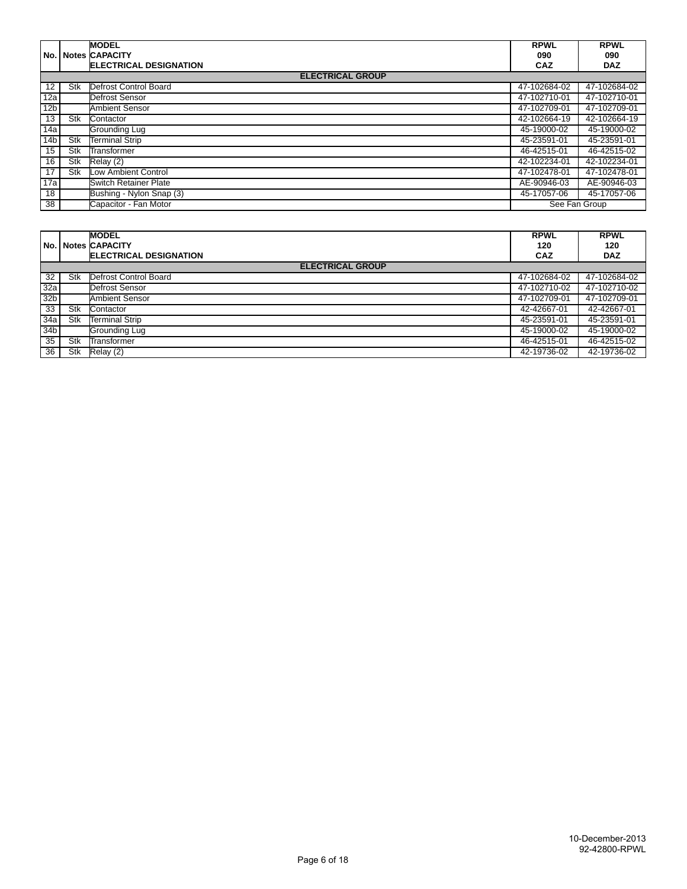| No. | Notes | MODEL<br>CAPACITY<br>ELECTRICAL DESIGNATION | RPWL<br>090<br>CAZ | RPWL<br>090<br>DAZ |
|---|---|---|---|---|
| | | **ELECTRICAL GROUP** | | |
| 12 | Stk | Defrost Control Board | 47-102684-02 | 47-102684-02 |
| 12a | | Defrost Sensor | 47-102710-01 | 47-102710-01 |
| 12b | | Ambient Sensor | 47-102709-01 | 47-102709-01 |
| 13 | Stk | Contactor | 42-102664-19 | 42-102664-19 |
| 14a | | Grounding Lug | 45-19000-02 | 45-19000-02 |
| 14b | Stk | Terminal Strip | 45-23591-01 | 45-23591-01 |
| 15 | Stk | Transformer | 46-42515-01 | 46-42515-02 |
| 16 | Stk | Relay (2) | 42-102234-01 | 42-102234-01 |
| 17 | Stk | Low Ambient Control | 47-102478-01 | 47-102478-01 |
| 17a | | Switch Retainer Plate | AE-90946-03 | AE-90946-03 |
| 18 | | Bushing - Nylon Snap (3) | 45-17057-06 | 45-17057-06 |
| 38 | | Capacitor - Fan Motor | See Fan Group | |

| No. | Notes | MODEL<br>CAPACITY<br>ELECTRICAL DESIGNATION | RPWL<br>120<br>CAZ | RPWL<br>120<br>DAZ |
|---|---|---|---|---|
| | | **ELECTRICAL GROUP** | | |
| 32 | Stk | Defrost Control Board | 47-102684-02 | 47-102684-02 |
| 32a | | Defrost Sensor | 47-102710-02 | 47-102710-02 |
| 32b | | Ambient Sensor | 47-102709-01 | 47-102709-01 |
| 33 | Stk | Contactor | 42-42667-01 | 42-42667-01 |
| 34a | Stk | Terminal Strip | 45-23591-01 | 45-23591-01 |
| 34b | | Grounding Lug | 45-19000-02 | 45-19000-02 |
| 35 | Stk | Transformer | 46-42515-01 | 46-42515-02 |
| 36 | Stk | Relay (2) | 42-19736-02 | 42-19736-02 |

10-December-2013
92-42800-RPWL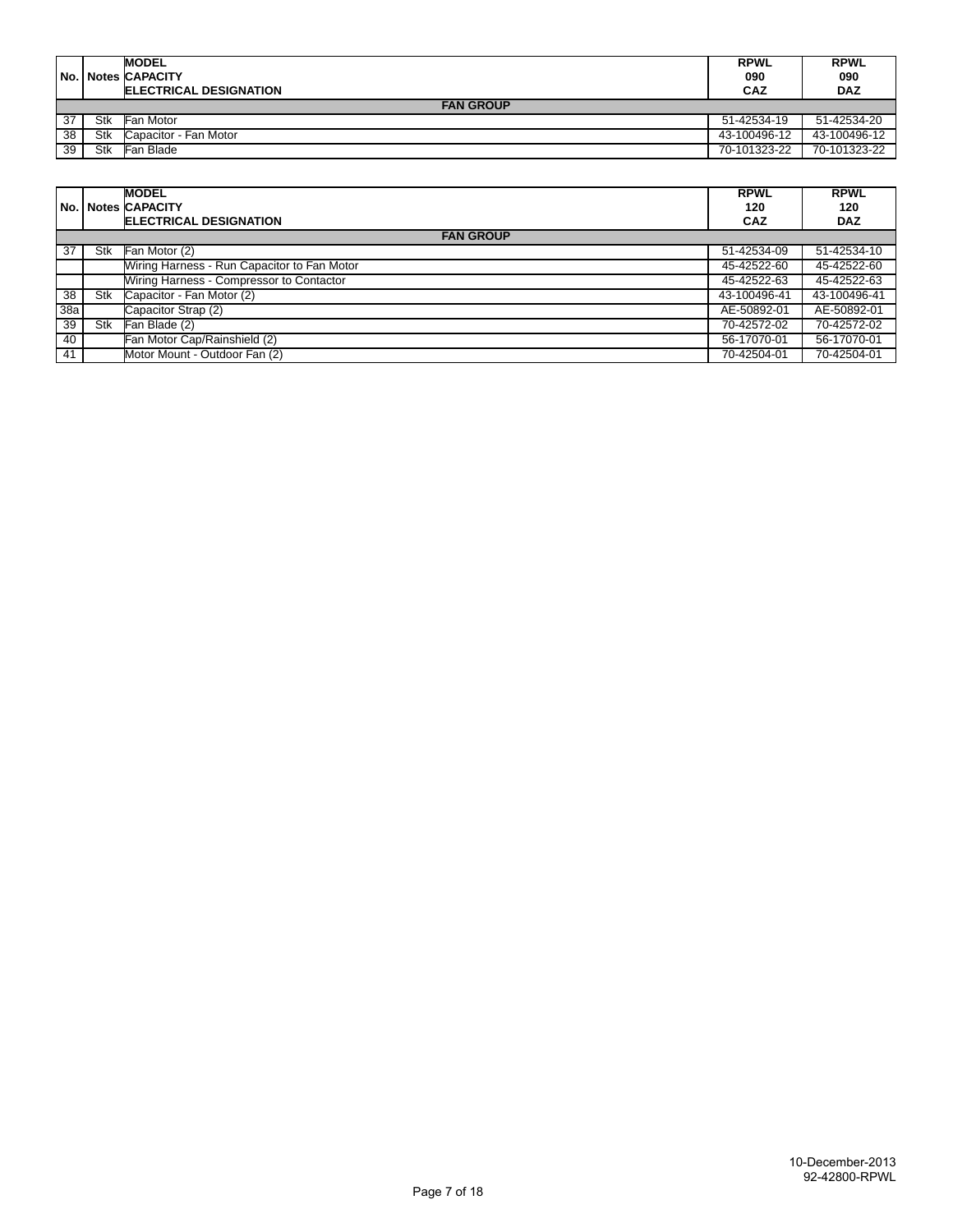| No. | Notes | MODEL<br>CAPACITY<br>ELECTRICAL DESIGNATION | RPWL<br>090<br>CAZ | RPWL<br>090<br>DAZ |
|---|---|---|---|---|
| | | **FAN GROUP** | | |
| 37 | Stk | Fan Motor | 51-42534-19 | 51-42534-20 |
| 38 | Stk | Capacitor - Fan Motor | 43-100496-12 | 43-100496-12 |
| 39 | Stk | Fan Blade | 70-101323-22 | 70-101323-22 |

| No. | Notes | MODEL<br>CAPACITY<br>ELECTRICAL DESIGNATION | RPWL<br>120<br>CAZ | RPWL<br>120<br>DAZ |
|---|---|---|---|---|
| | | **FAN GROUP** | | |
| 37 | Stk | Fan Motor (2) | 51-42534-09 | 51-42534-10 |
| | | Wiring Harness - Run Capacitor to Fan Motor | 45-42522-60 | 45-42522-60 |
| | | Wiring Harness - Compressor to Contactor | 45-42522-63 | 45-42522-63 |
| 38 | Stk | Capacitor - Fan Motor (2) | 43-100496-41 | 43-100496-41 |
| 38a | | Capacitor Strap (2) | AE-50892-01 | AE-50892-01 |
| 39 | Stk | Fan Blade (2) | 70-42572-02 | 70-42572-02 |
| 40 | | Fan Motor Cap/Rainshield (2) | 56-17070-01 | 56-17070-01 |
| 41 | | Motor Mount - Outdoor Fan (2) | 70-42504-01 | 70-42504-01 |

10-December-2013
92-42800-RPWL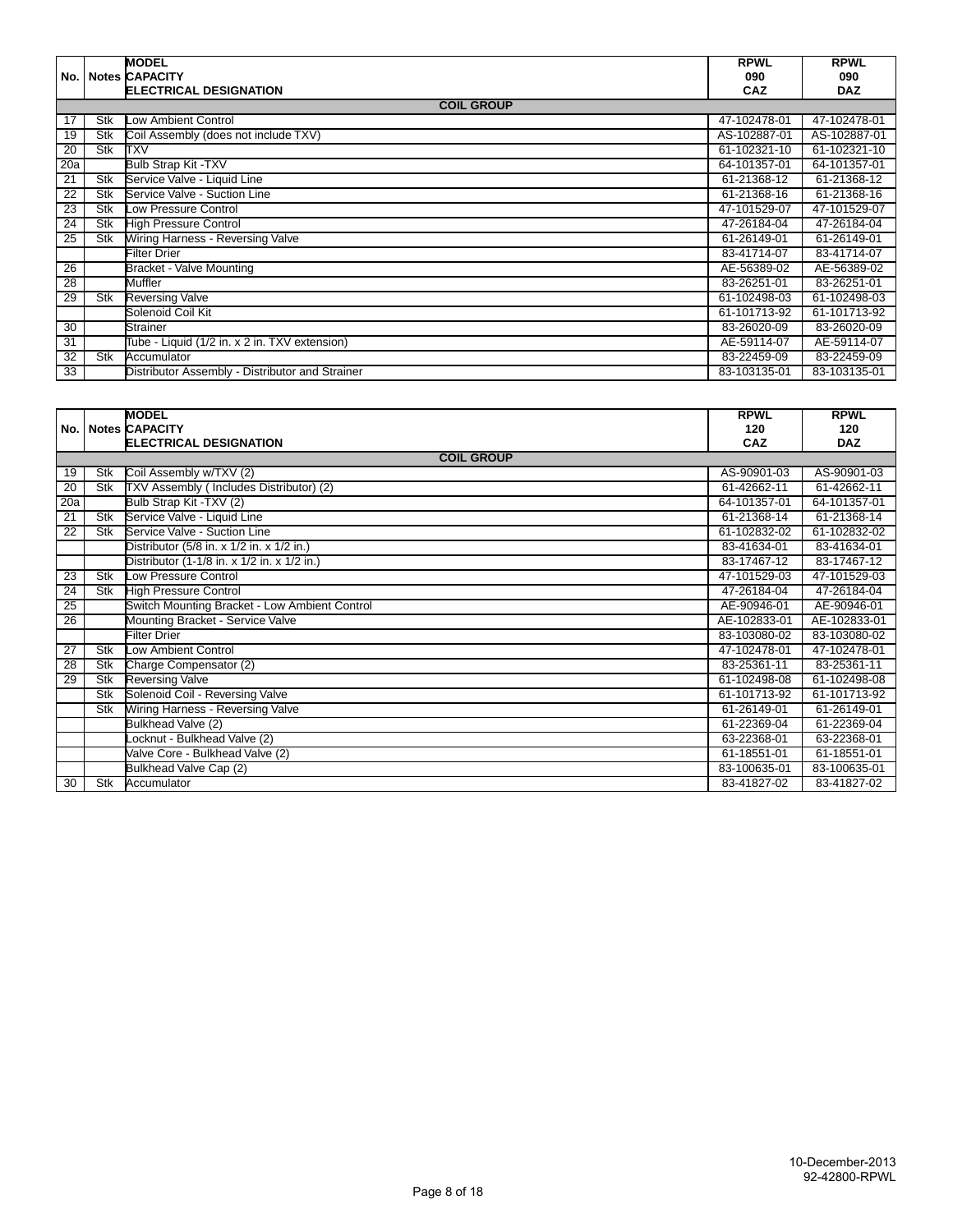| No. | Notes | MODEL<br>CAPACITY<br>ELECTRICAL DESIGNATION | RPWL<br>090<br>CAZ | RPWL<br>090<br>DAZ |
|---|---|---|---|---|
| | | **COIL GROUP** | | |
| 17 | Stk | Low Ambient Control | 47-102478-01 | 47-102478-01 |
| 19 | Stk | Coil Assembly (does not include TXV) | AS-102887-01 | AS-102887-01 |
| 20 | Stk | TXV | 61-102321-10 | 61-102321-10 |
| 20a | | Bulb Strap Kit -TXV | 64-101357-01 | 64-101357-01 |
| 21 | Stk | Service Valve - Liquid Line | 61-21368-12 | 61-21368-12 |
| 22 | Stk | Service Valve - Suction Line | 61-21368-16 | 61-21368-16 |
| 23 | Stk | Low Pressure Control | 47-101529-07 | 47-101529-07 |
| 24 | Stk | High Pressure Control | 47-26184-04 | 47-26184-04 |
| 25 | Stk | Wiring Harness - Reversing Valve | 61-26149-01 | 61-26149-01 |
| | | Filter Drier | 83-41714-07 | 83-41714-07 |
| 26 | | Bracket - Valve Mounting | AE-56389-02 | AE-56389-02 |
| 28 | | Muffler | 83-26251-01 | 83-26251-01 |
| 29 | Stk | Reversing Valve | 61-102498-03 | 61-102498-03 |
| | | Solenoid Coil Kit | 61-101713-92 | 61-101713-92 |
| 30 | | Strainer | 83-26020-09 | 83-26020-09 |
| 31 | | Tube - Liquid (1/2 in. x 2 in. TXV extension) | AE-59114-07 | AE-59114-07 |
| 32 | Stk | Accumulator | 83-22459-09 | 83-22459-09 |
| 33 | | Distributor Assembly - Distributor and Strainer | 83-103135-01 | 83-103135-01 |

| No. | Notes | MODEL<br>CAPACITY<br>ELECTRICAL DESIGNATION | RPWL<br>120<br>CAZ | RPWL<br>120<br>DAZ |
|---|---|---|---|---|
| | | **COIL GROUP** | | |
| 19 | Stk | Coil Assembly w/TXV (2) | AS-90901-03 | AS-90901-03 |
| 20 | Stk | TXV Assembly ( Includes Distributor) (2) | 61-42662-11 | 61-42662-11 |
| 20a | | Bulb Strap Kit -TXV (2) | 64-101357-01 | 64-101357-01 |
| 21 | Stk | Service Valve - Liquid Line | 61-21368-14 | 61-21368-14 |
| 22 | Stk | Service Valve - Suction Line | 61-102832-02 | 61-102832-02 |
| | | Distributor (5/8 in. x 1/2 in. x 1/2 in.) | 83-41634-01 | 83-41634-01 |
| | | Distributor (1-1/8 in. x 1/2 in. x 1/2 in.) | 83-17467-12 | 83-17467-12 |
| 23 | Stk | Low Pressure Control | 47-101529-03 | 47-101529-03 |
| 24 | Stk | High Pressure Control | 47-26184-04 | 47-26184-04 |
| 25 | | Switch Mounting Bracket - Low Ambient Control | AE-90946-01 | AE-90946-01 |
| 26 | | Mounting Bracket - Service Valve | AE-102833-01 | AE-102833-01 |
| | | Filter Drier | 83-103080-02 | 83-103080-02 |
| 27 | Stk | Low Ambient Control | 47-102478-01 | 47-102478-01 |
| 28 | Stk | Charge Compensator (2) | 83-25361-11 | 83-25361-11 |
| 29 | Stk | Reversing Valve | 61-102498-08 | 61-102498-08 |
| | Stk | Solenoid Coil - Reversing Valve | 61-101713-92 | 61-101713-92 |
| | Stk | Wiring Harness - Reversing Valve | 61-26149-01 | 61-26149-01 |
| | | Bulkhead Valve (2) | 61-22369-04 | 61-22369-04 |
| | | Locknut - Bulkhead Valve (2) | 63-22368-01 | 63-22368-01 |
| | | Valve Core - Bulkhead Valve (2) | 61-18551-01 | 61-18551-01 |
| | | Bulkhead Valve Cap (2) | 83-100635-01 | 83-100635-01 |
| 30 | Stk | Accumulator | 83-41827-02 | 83-41827-02 |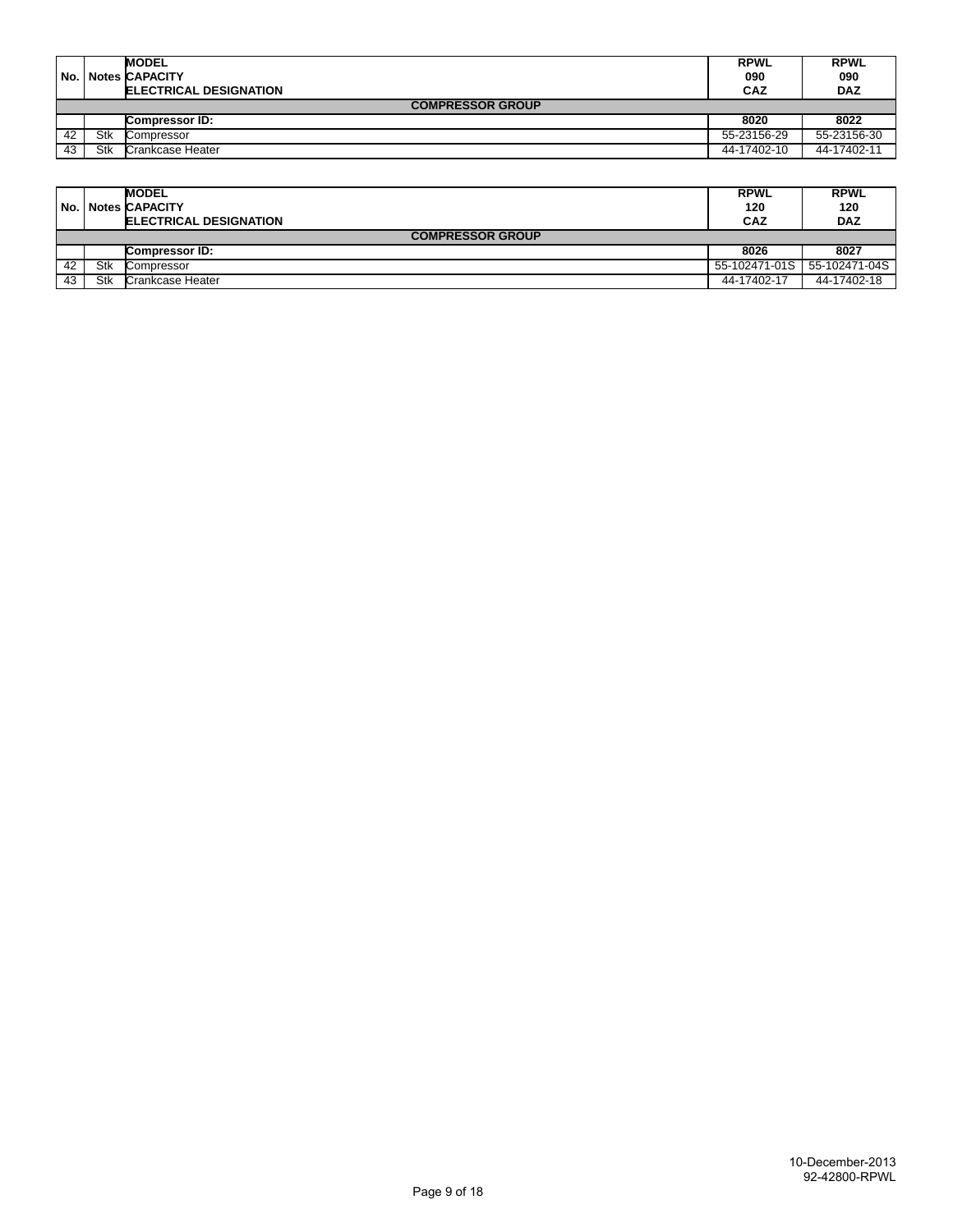| No. | Notes | MODEL<br>CAPACITY<br>ELECTRICAL DESIGNATION | RPWL<br>090<br>CAZ | RPWL<br>090<br>DAZ |
|---|---|---|---|---|
| | | **COMPRESSOR GROUP** | | |
| | | **Compressor ID:** | **8020** | **8022** |
| 42 | Stk | Compressor | 55-23156-29 | 55-23156-30 |
| 43 | Stk | Crankcase Heater | 44-17402-10 | 44-17402-11 |

| No. | Notes | MODEL<br>CAPACITY<br>ELECTRICAL DESIGNATION | RPWL<br>120<br>CAZ | RPWL<br>120<br>DAZ |
|---|---|---|---|---|
| | | **COMPRESSOR GROUP** | | |
| | | **Compressor ID:** | **8026** | **8027** |
| 42 | Stk | Compressor | 55-102471-01S | 55-102471-04S |
| 43 | Stk | Crankcase Heater | 44-17402-17 | 44-17402-18 |

10-December-2013
92-42800-RPWL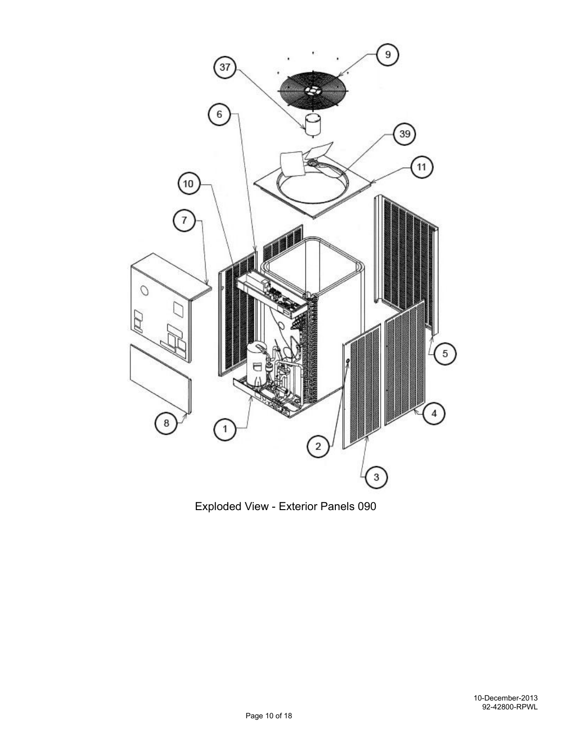Exploded View - Exterior Panels 090

10-December-2013
92-42800-RPWL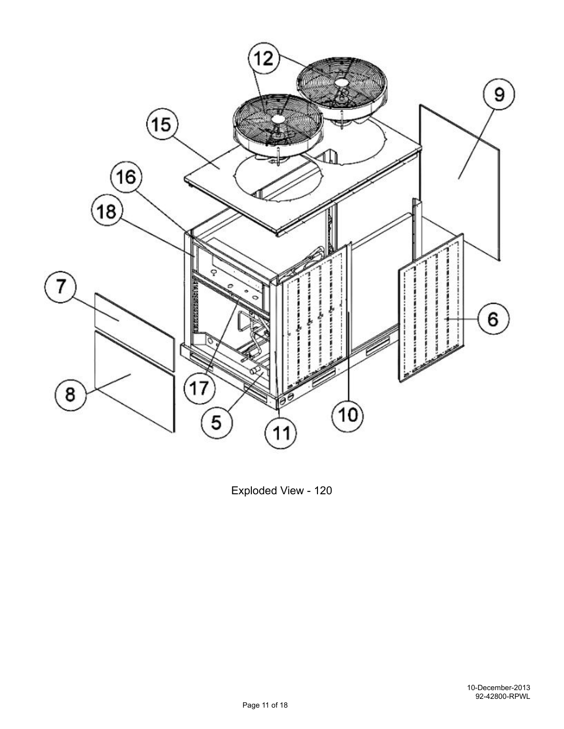Exploded View - 120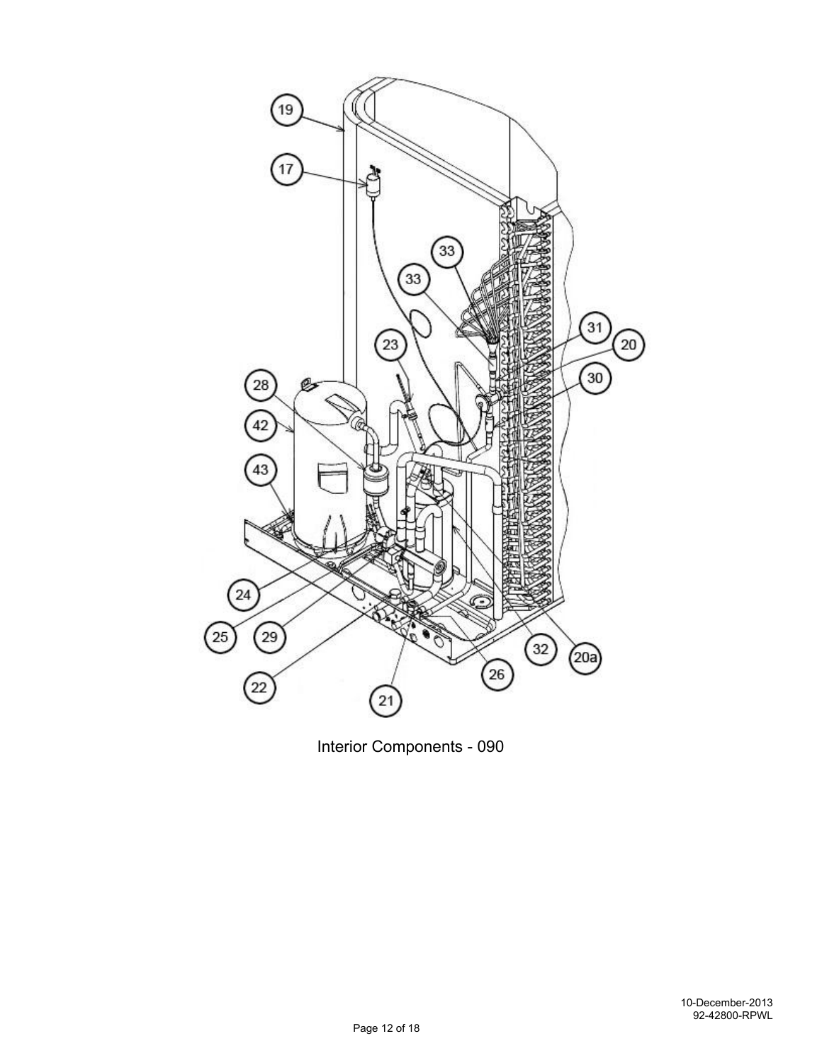Interior Components - 090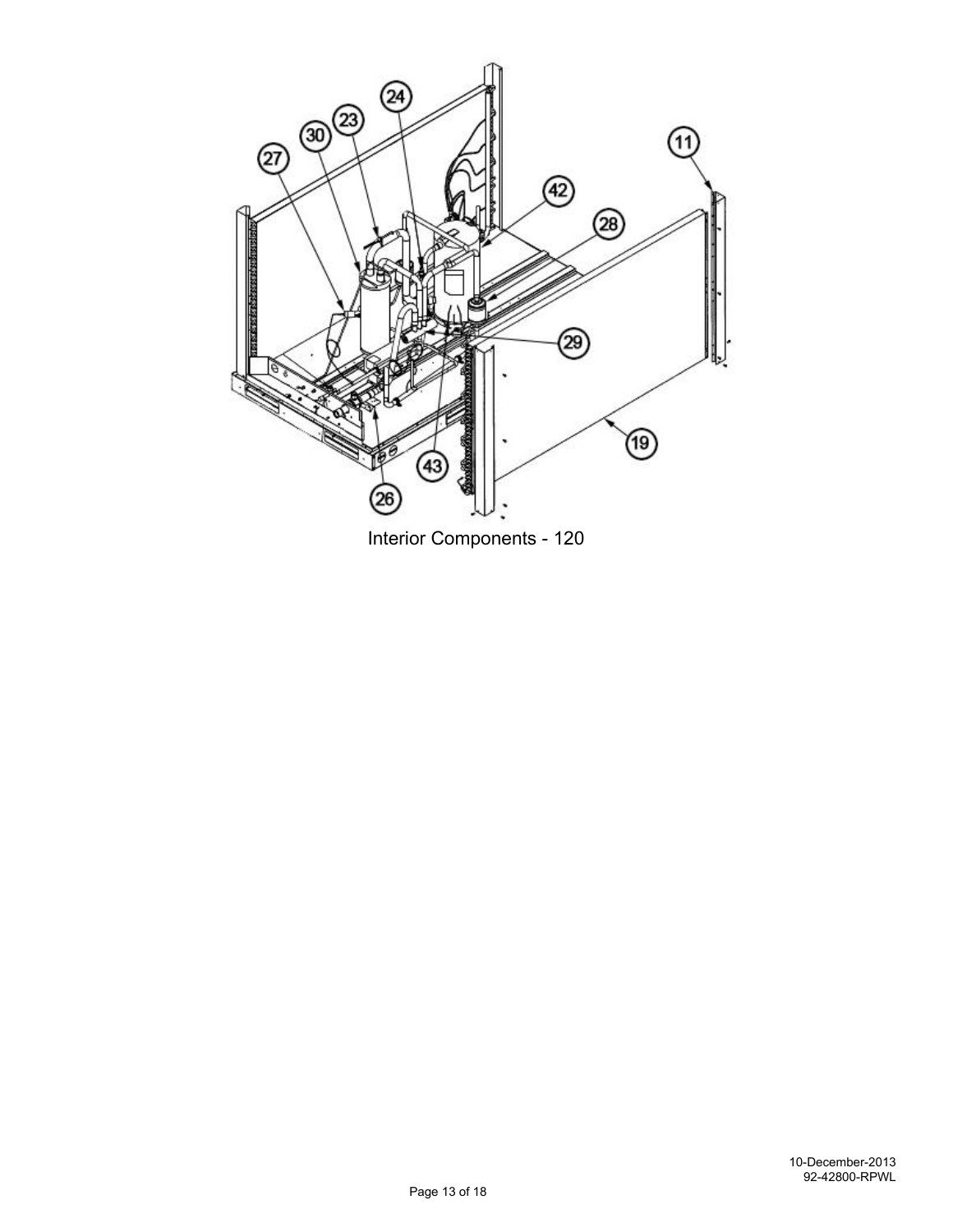Interior Components - 120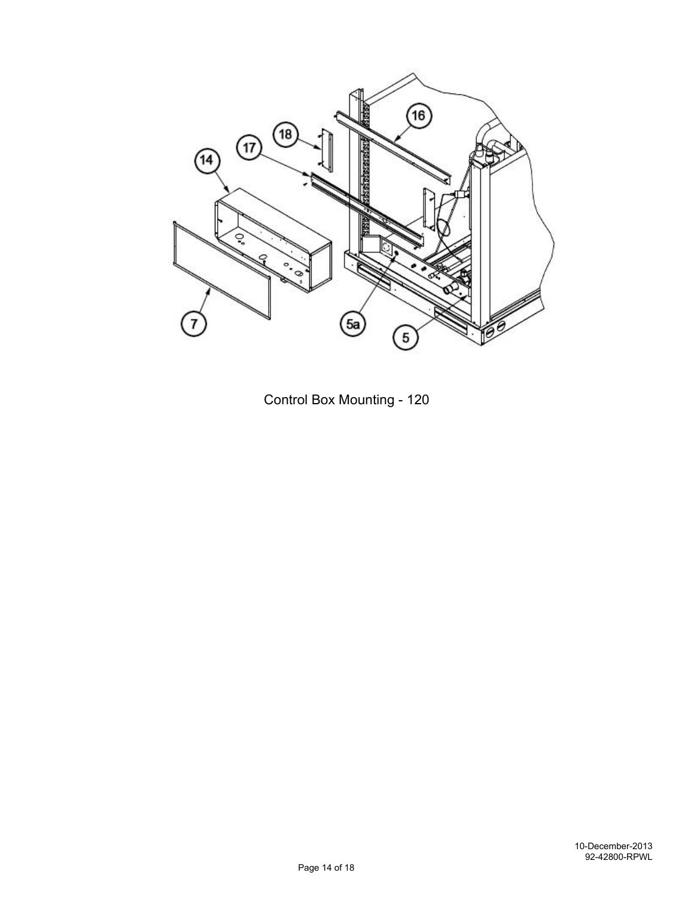Control Box Mounting - 120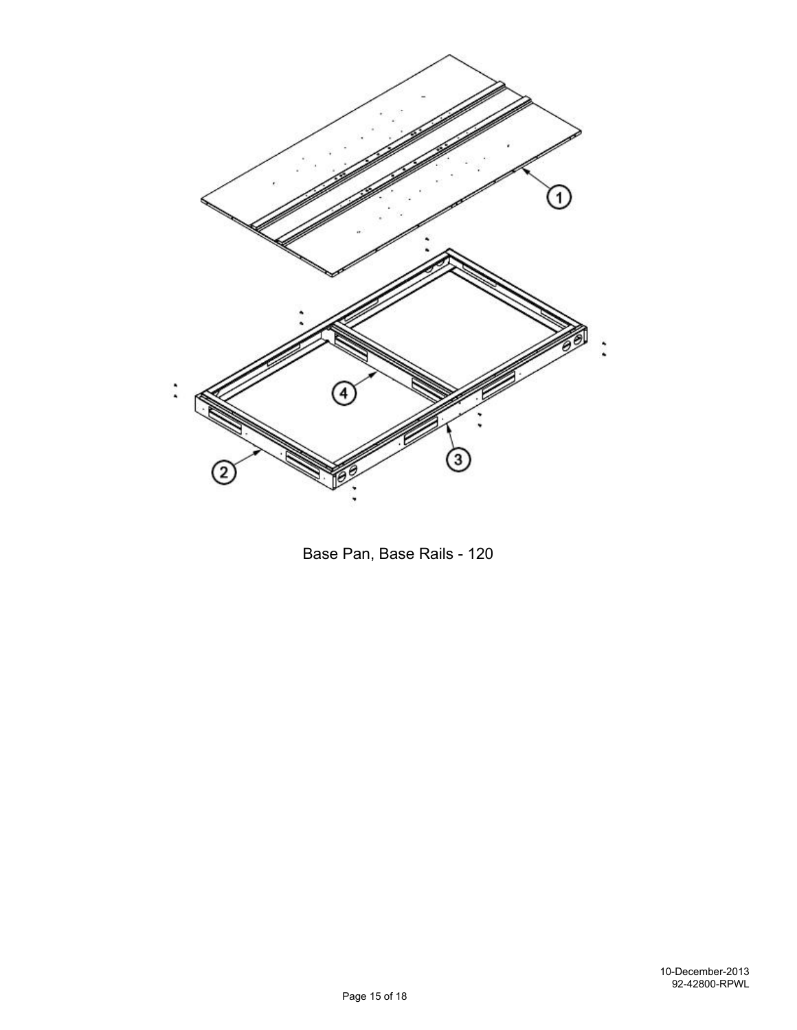Base Pan, Base Rails - 120

10-December-2013
92-42800-RPWL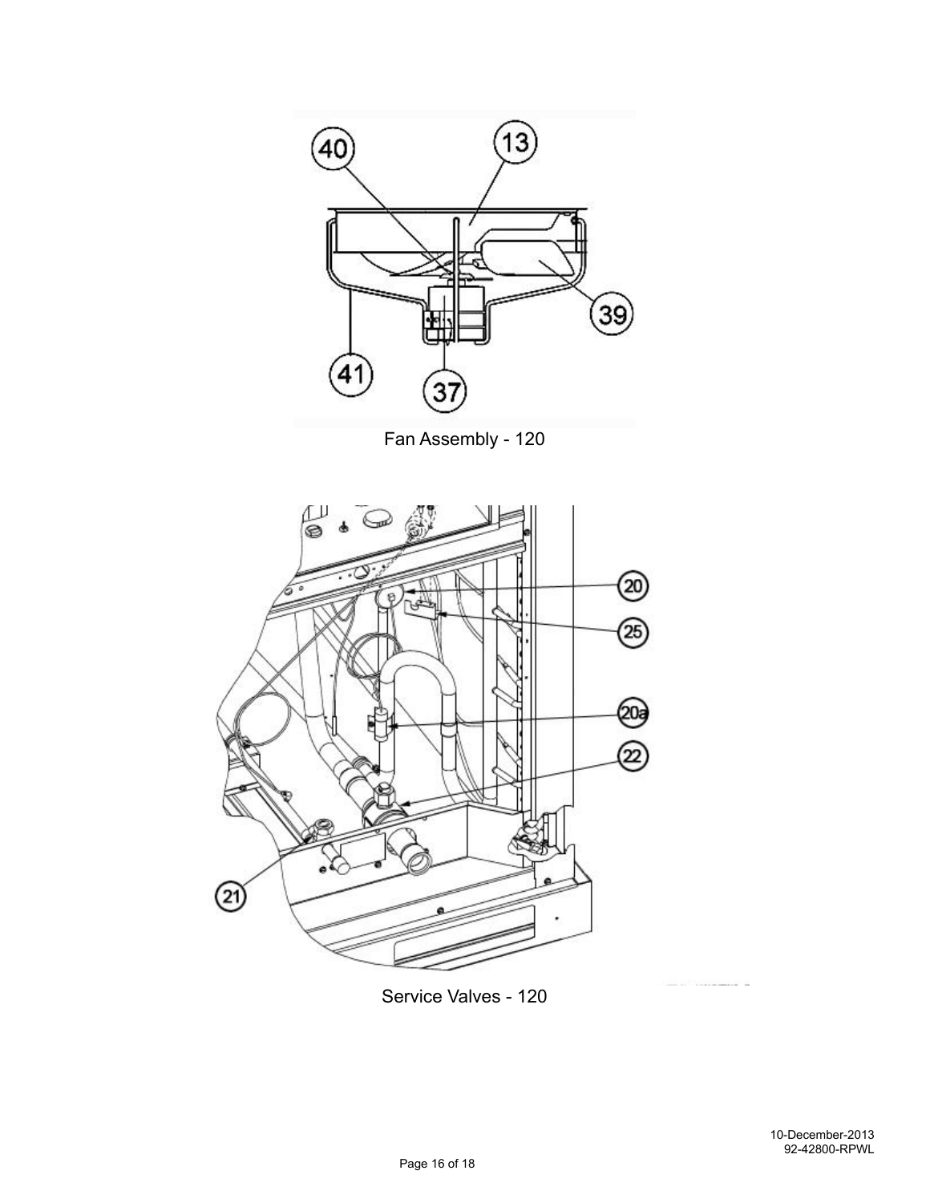Fan Assembly - 120

Service Valves - 120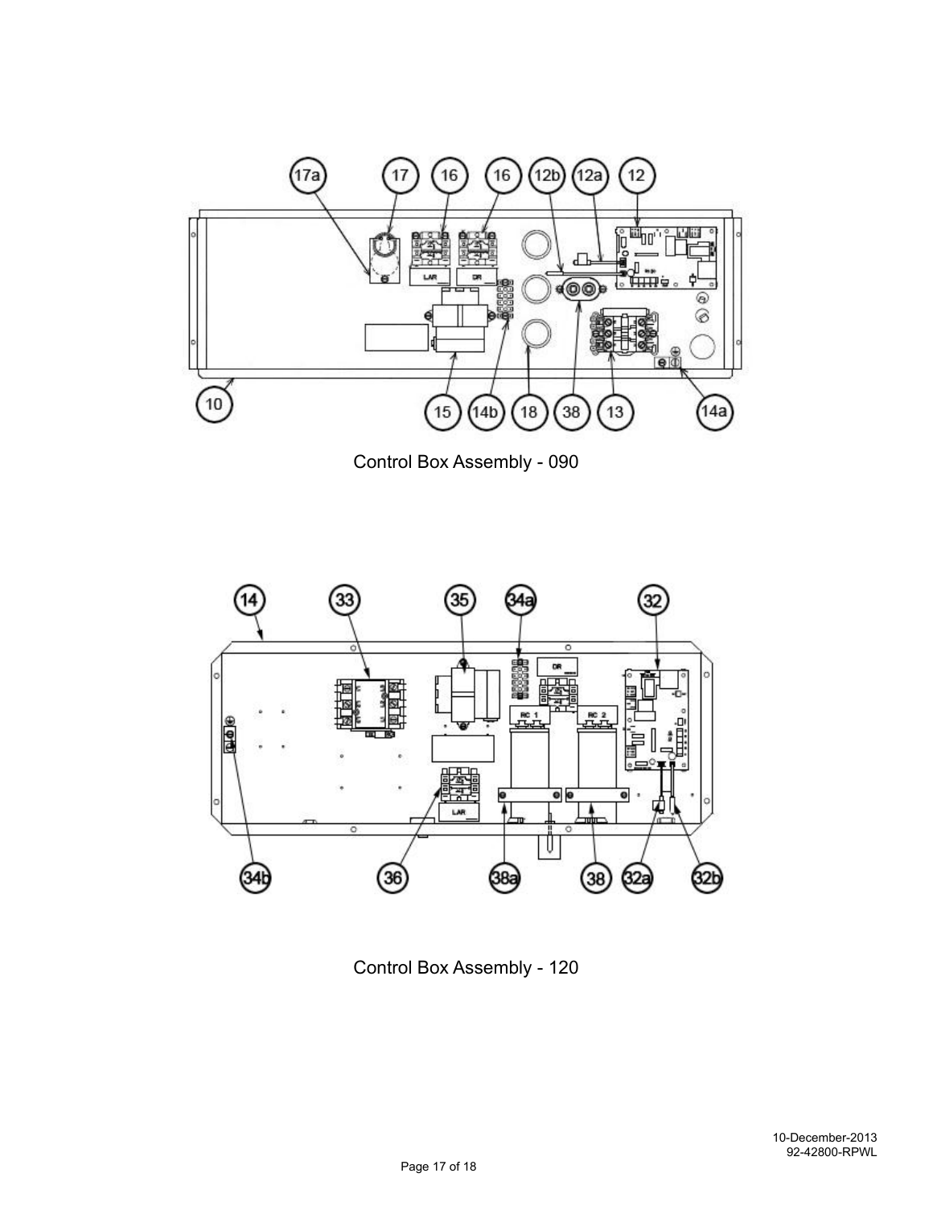Control Box Assembly - 090

Control Box Assembly - 120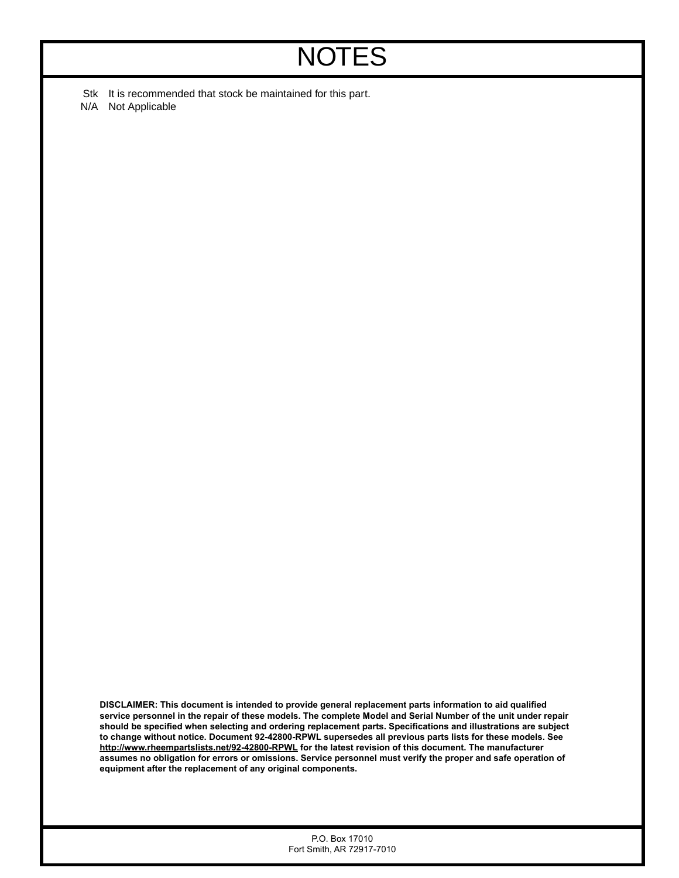# NOTES

| | |
|---|---|
| Stk | It is recommended that stock be maintained for this part. |
| N/A | Not Applicable |

**DISCLAIMER: This document is intended to provide general replacement parts information to aid qualified service personnel in the repair of these models. The complete Model and Serial Number of the unit under repair should be specified when selecting and ordering replacement parts. Specifications and illustrations are subject to change without notice. Document 92-42800-RPWL supersedes all previous parts lists for these models. See http://www.rheempartslists.net/92-42800-RPWL for the latest revision of this document. The manufacturer assumes no obligation for errors or omissions. Service personnel must verify the proper and safe operation of equipment after the replacement of any original components.**

P.O. Box 17010
Fort Smith, AR 72917-7010